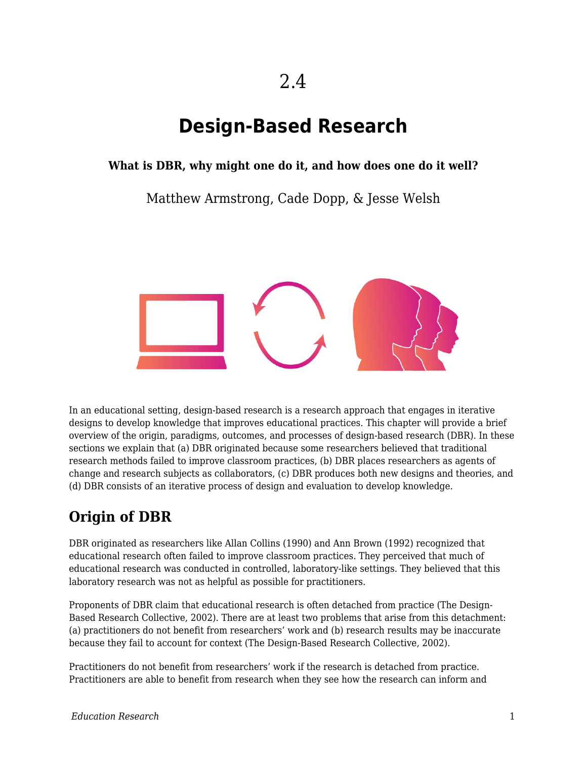# 2.4

# Design-Based Research

**What is DBR, why might one do it, and how does one do it well?**

Matthew Armstrong, Cade Dopp, & Jesse Welsh

In an educational setting, design-based research is a research approach that engages in iterative designs to develop knowledge that improves educational practices. This chapter will provide a brief overview of the origin, paradigms, outcomes, and processes of design-based research (DBR). In these sections we explain that (a) DBR originated because some researchers believed that traditional research methods failed to improve classroom practices, (b) DBR places researchers as agents of change and research subjects as collaborators, (c) DBR produces both new designs and theories, and (d) DBR consists of an iterative process of design and evaluation to develop knowledge.

## Origin of DBR

DBR originated as researchers like Allan Collins (1990) and Ann Brown (1992) recognized that educational research often failed to improve classroom practices. They perceived that much of educational research was conducted in controlled, laboratory-like settings. They believed that this laboratory research was not as helpful as possible for practitioners.

Proponents of DBR claim that educational research is often detached from practice (The Design-Based Research Collective, 2002). There are at least two problems that arise from this detachment: (a) practitioners do not benefit from researchers' work and (b) research results may be inaccurate because they fail to account for context (The Design-Based Research Collective, 2002).

Practitioners do not benefit from researchers' work if the research is detached from practice. Practitioners are able to benefit from research when they see how the research can inform and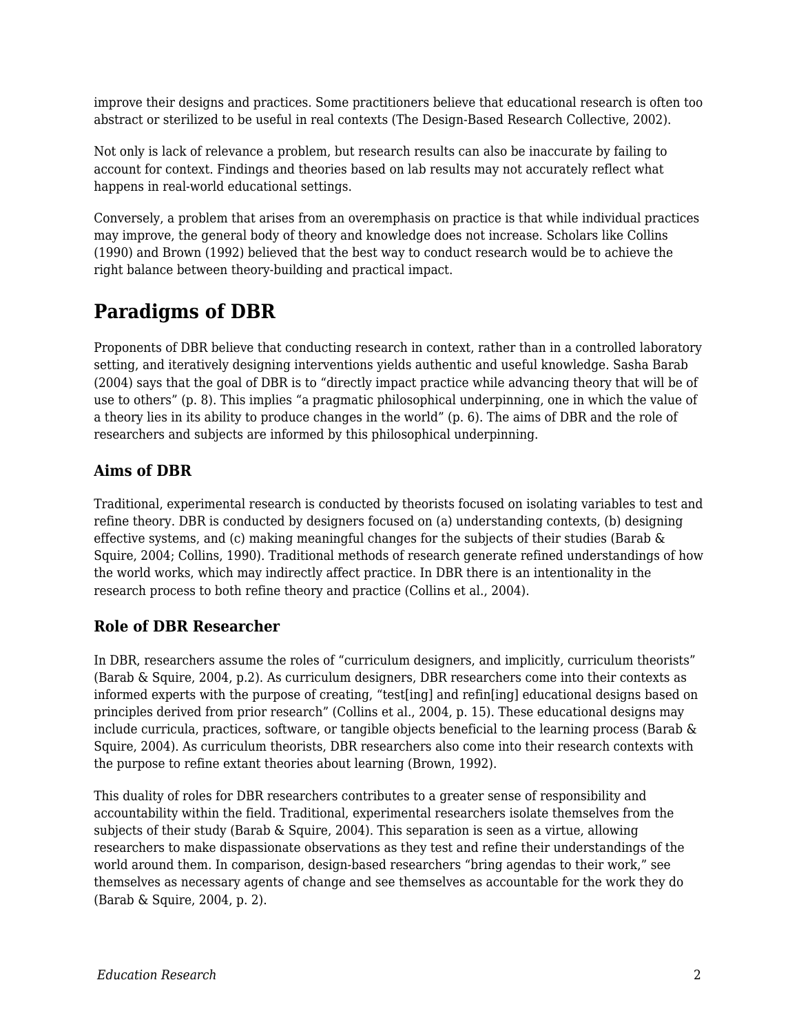improve their designs and practices. Some practitioners believe that educational research is often too abstract or sterilized to be useful in real contexts (The Design-Based Research Collective, 2002).

Not only is lack of relevance a problem, but research results can also be inaccurate by failing to account for context. Findings and theories based on lab results may not accurately reflect what happens in real-world educational settings.

Conversely, a problem that arises from an overemphasis on practice is that while individual practices may improve, the general body of theory and knowledge does not increase. Scholars like Collins (1990) and Brown (1992) believed that the best way to conduct research would be to achieve the right balance between theory-building and practical impact.

## Paradigms of DBR

Proponents of DBR believe that conducting research in context, rather than in a controlled laboratory setting, and iteratively designing interventions yields authentic and useful knowledge. Sasha Barab (2004) says that the goal of DBR is to "directly impact practice while advancing theory that will be of use to others" (p. 8). This implies "a pragmatic philosophical underpinning, one in which the value of a theory lies in its ability to produce changes in the world" (p. 6). The aims of DBR and the role of researchers and subjects are informed by this philosophical underpinning.

### Aims of DBR

Traditional, experimental research is conducted by theorists focused on isolating variables to test and refine theory. DBR is conducted by designers focused on (a) understanding contexts, (b) designing effective systems, and (c) making meaningful changes for the subjects of their studies (Barab & Squire, 2004; Collins, 1990). Traditional methods of research generate refined understandings of how the world works, which may indirectly affect practice. In DBR there is an intentionality in the research process to both refine theory and practice (Collins et al., 2004).

### Role of DBR Researcher

In DBR, researchers assume the roles of "curriculum designers, and implicitly, curriculum theorists" (Barab & Squire, 2004, p.2). As curriculum designers, DBR researchers come into their contexts as informed experts with the purpose of creating, "test[ing] and refin[ing] educational designs based on principles derived from prior research" (Collins et al., 2004, p. 15). These educational designs may include curricula, practices, software, or tangible objects beneficial to the learning process (Barab & Squire, 2004). As curriculum theorists, DBR researchers also come into their research contexts with the purpose to refine extant theories about learning (Brown, 1992).

This duality of roles for DBR researchers contributes to a greater sense of responsibility and accountability within the field. Traditional, experimental researchers isolate themselves from the subjects of their study (Barab & Squire, 2004). This separation is seen as a virtue, allowing researchers to make dispassionate observations as they test and refine their understandings of the world around them. In comparison, design-based researchers "bring agendas to their work," see themselves as necessary agents of change and see themselves as accountable for the work they do (Barab & Squire, 2004, p. 2).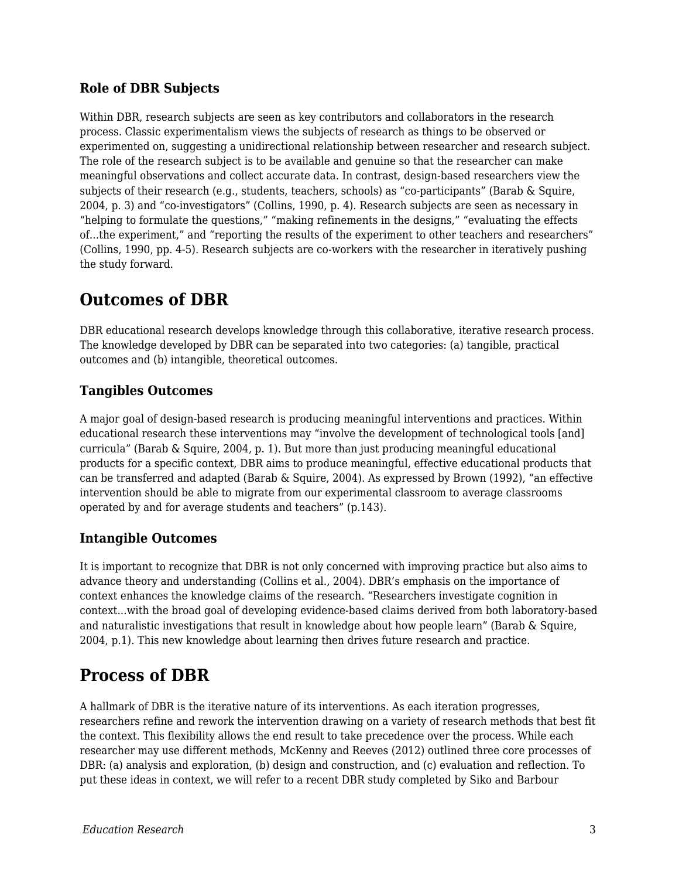### Role of DBR Subjects

Within DBR, research subjects are seen as key contributors and collaborators in the research process. Classic experimentalism views the subjects of research as things to be observed or experimented on, suggesting a unidirectional relationship between researcher and research subject. The role of the research subject is to be available and genuine so that the researcher can make meaningful observations and collect accurate data. In contrast, design-based researchers view the subjects of their research (e.g., students, teachers, schools) as "co-participants" (Barab & Squire, 2004, p. 3) and "co-investigators" (Collins, 1990, p. 4). Research subjects are seen as necessary in "helping to formulate the questions," "making refinements in the designs," "evaluating the effects of...the experiment," and "reporting the results of the experiment to other teachers and researchers" (Collins, 1990, pp. 4-5). Research subjects are co-workers with the researcher in iteratively pushing the study forward.

## Outcomes of DBR

DBR educational research develops knowledge through this collaborative, iterative research process. The knowledge developed by DBR can be separated into two categories: (a) tangible, practical outcomes and (b) intangible, theoretical outcomes.

### Tangibles Outcomes

A major goal of design-based research is producing meaningful interventions and practices. Within educational research these interventions may "involve the development of technological tools [and] curricula" (Barab & Squire, 2004, p. 1). But more than just producing meaningful educational products for a specific context, DBR aims to produce meaningful, effective educational products that can be transferred and adapted (Barab & Squire, 2004). As expressed by Brown (1992), "an effective intervention should be able to migrate from our experimental classroom to average classrooms operated by and for average students and teachers" (p.143).

### Intangible Outcomes

It is important to recognize that DBR is not only concerned with improving practice but also aims to advance theory and understanding (Collins et al., 2004). DBR's emphasis on the importance of context enhances the knowledge claims of the research. "Researchers investigate cognition in context...with the broad goal of developing evidence-based claims derived from both laboratory-based and naturalistic investigations that result in knowledge about how people learn" (Barab & Squire, 2004, p.1). This new knowledge about learning then drives future research and practice.

## Process of DBR

A hallmark of DBR is the iterative nature of its interventions. As each iteration progresses, researchers refine and rework the intervention drawing on a variety of research methods that best fit the context. This flexibility allows the end result to take precedence over the process. While each researcher may use different methods, McKenny and Reeves (2012) outlined three core processes of DBR: (a) analysis and exploration, (b) design and construction, and (c) evaluation and reflection. To put these ideas in context, we will refer to a recent DBR study completed by Siko and Barbour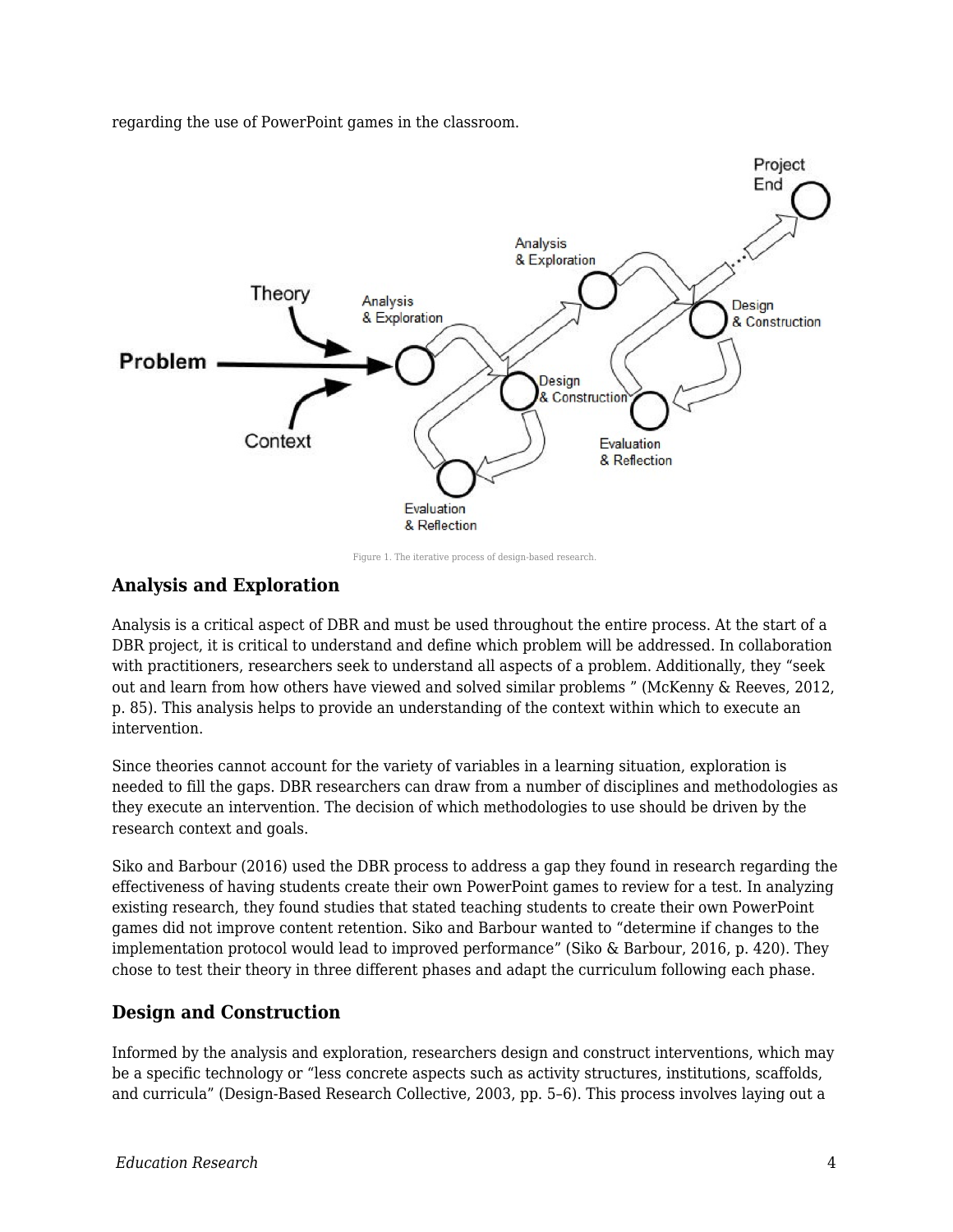regarding the use of PowerPoint games in the classroom.

Figure 1. The iterative process of design-based research.

## Analysis and Exploration

Analysis is a critical aspect of DBR and must be used throughout the entire process. At the start of a DBR project, it is critical to understand and define which problem will be addressed. In collaboration with practitioners, researchers seek to understand all aspects of a problem. Additionally, they "seek out and learn from how others have viewed and solved similar problems " (McKenny & Reeves, 2012, p. 85). This analysis helps to provide an understanding of the context within which to execute an intervention.

Since theories cannot account for the variety of variables in a learning situation, exploration is needed to fill the gaps. DBR researchers can draw from a number of disciplines and methodologies as they execute an intervention. The decision of which methodologies to use should be driven by the research context and goals.

Siko and Barbour (2016) used the DBR process to address a gap they found in research regarding the effectiveness of having students create their own PowerPoint games to review for a test. In analyzing existing research, they found studies that stated teaching students to create their own PowerPoint games did not improve content retention. Siko and Barbour wanted to "determine if changes to the implementation protocol would lead to improved performance" (Siko & Barbour, 2016, p. 420). They chose to test their theory in three different phases and adapt the curriculum following each phase.

## Design and Construction

Informed by the analysis and exploration, researchers design and construct interventions, which may be a specific technology or "less concrete aspects such as activity structures, institutions, scaffolds, and curricula" (Design-Based Research Collective, 2003, pp. 5–6). This process involves laying out a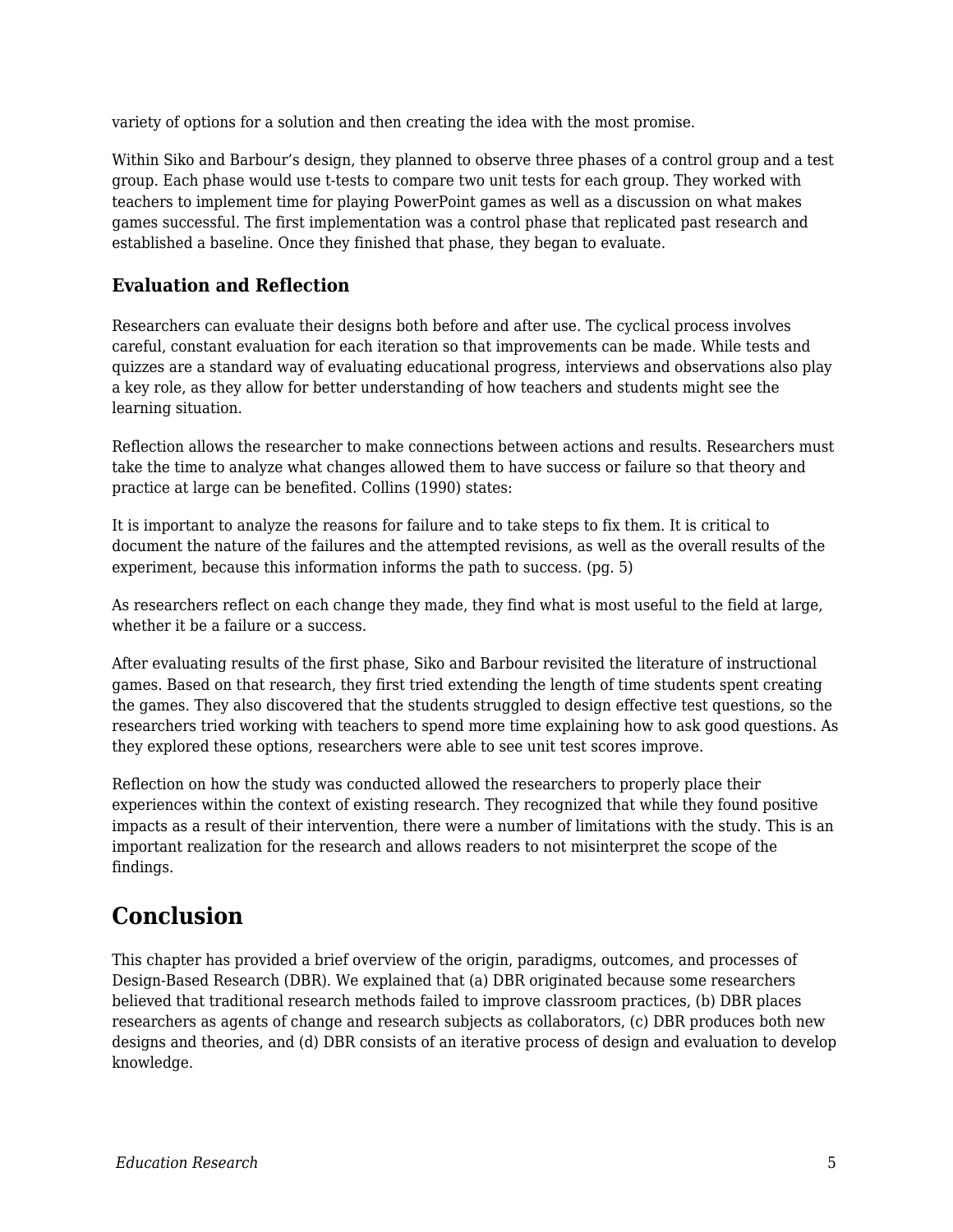variety of options for a solution and then creating the idea with the most promise.

Within Siko and Barbour's design, they planned to observe three phases of a control group and a test group. Each phase would use t-tests to compare two unit tests for each group. They worked with teachers to implement time for playing PowerPoint games as well as a discussion on what makes games successful. The first implementation was a control phase that replicated past research and established a baseline. Once they finished that phase, they began to evaluate.

### Evaluation and Reflection

Researchers can evaluate their designs both before and after use. The cyclical process involves careful, constant evaluation for each iteration so that improvements can be made. While tests and quizzes are a standard way of evaluating educational progress, interviews and observations also play a key role, as they allow for better understanding of how teachers and students might see the learning situation.

Reflection allows the researcher to make connections between actions and results. Researchers must take the time to analyze what changes allowed them to have success or failure so that theory and practice at large can be benefited. Collins (1990) states:

It is important to analyze the reasons for failure and to take steps to fix them. It is critical to document the nature of the failures and the attempted revisions, as well as the overall results of the experiment, because this information informs the path to success. (pg. 5)

As researchers reflect on each change they made, they find what is most useful to the field at large, whether it be a failure or a success.

After evaluating results of the first phase, Siko and Barbour revisited the literature of instructional games. Based on that research, they first tried extending the length of time students spent creating the games. They also discovered that the students struggled to design effective test questions, so the researchers tried working with teachers to spend more time explaining how to ask good questions. As they explored these options, researchers were able to see unit test scores improve.

Reflection on how the study was conducted allowed the researchers to properly place their experiences within the context of existing research. They recognized that while they found positive impacts as a result of their intervention, there were a number of limitations with the study. This is an important realization for the research and allows readers to not misinterpret the scope of the findings.

## Conclusion

This chapter has provided a brief overview of the origin, paradigms, outcomes, and processes of Design-Based Research (DBR). We explained that (a) DBR originated because some researchers believed that traditional research methods failed to improve classroom practices, (b) DBR places researchers as agents of change and research subjects as collaborators, (c) DBR produces both new designs and theories, and (d) DBR consists of an iterative process of design and evaluation to develop knowledge.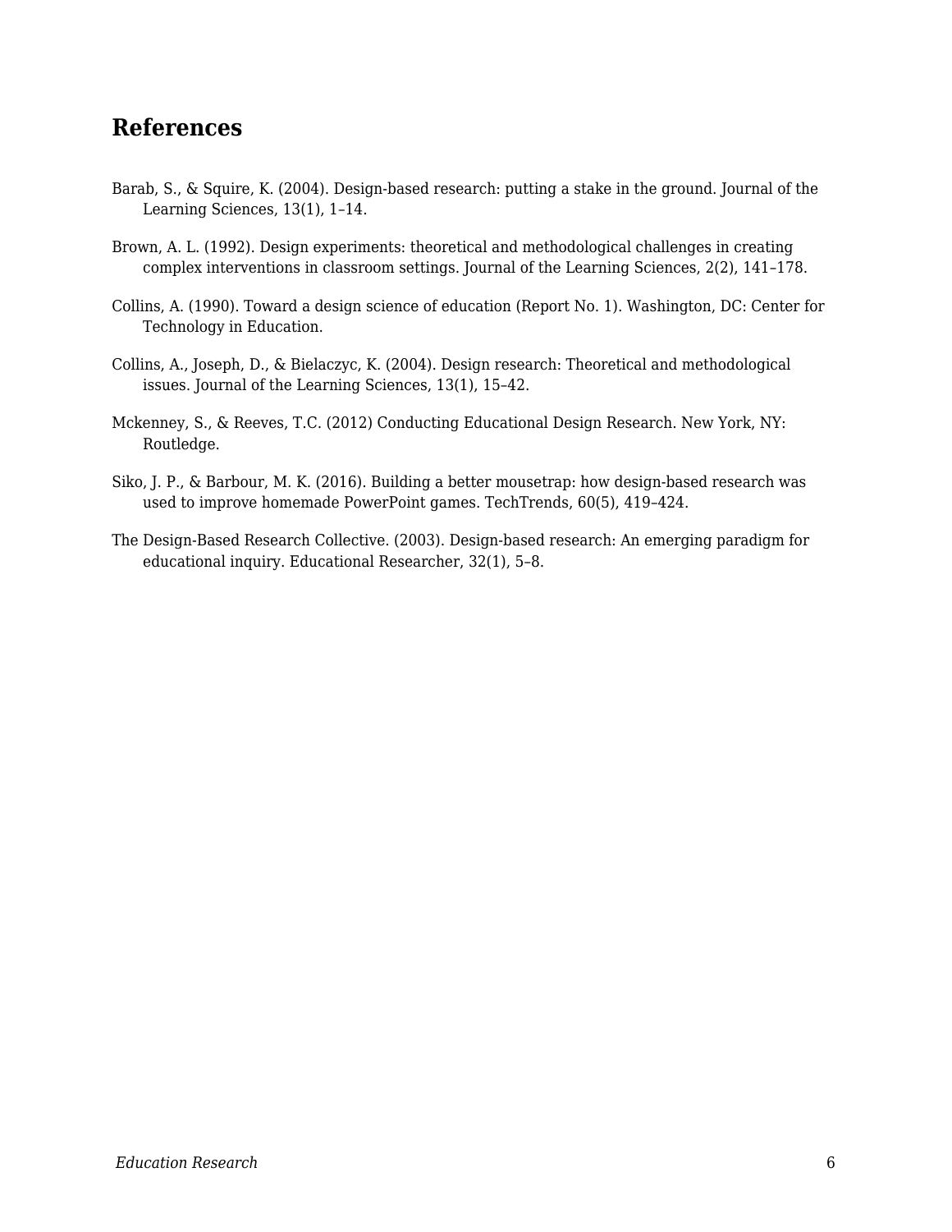## References

Barab, S., & Squire, K. (2004). Design-based research: putting a stake in the ground. Journal of the Learning Sciences, 13(1), 1–14.

Brown, A. L. (1992). Design experiments: theoretical and methodological challenges in creating complex interventions in classroom settings. Journal of the Learning Sciences, 2(2), 141–178.

Collins, A. (1990). Toward a design science of education (Report No. 1). Washington, DC: Center for Technology in Education.

Collins, A., Joseph, D., & Bielaczyc, K. (2004). Design research: Theoretical and methodological issues. Journal of the Learning Sciences, 13(1), 15–42.

Mckenney, S., & Reeves, T.C. (2012) Conducting Educational Design Research. New York, NY: Routledge.

Siko, J. P., & Barbour, M. K. (2016). Building a better mousetrap: how design-based research was used to improve homemade PowerPoint games. TechTrends, 60(5), 419–424.

The Design-Based Research Collective. (2003). Design-based research: An emerging paradigm for educational inquiry. Educational Researcher, 32(1), 5–8.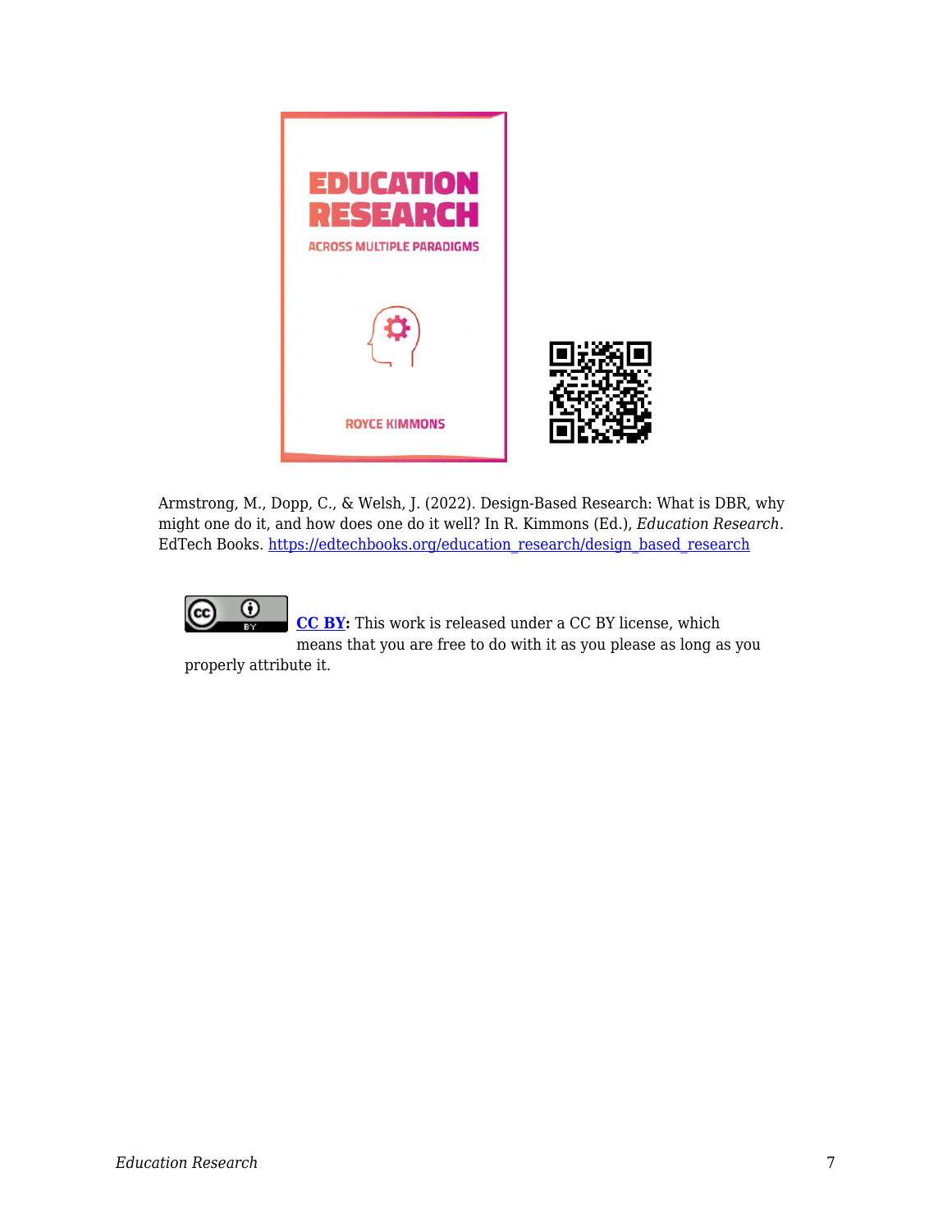Armstrong, M., Dopp, C., & Welsh, J. (2022). Design-Based Research: What is DBR, why might one do it, and how does one do it well? In R. Kimmons (Ed.), *Education Research*. EdTech Books. https://edtechbooks.org/education_research/design_based_research

**CC BY:** This work is released under a CC BY license, which means that you are free to do with it as you please as long as you properly attribute it.